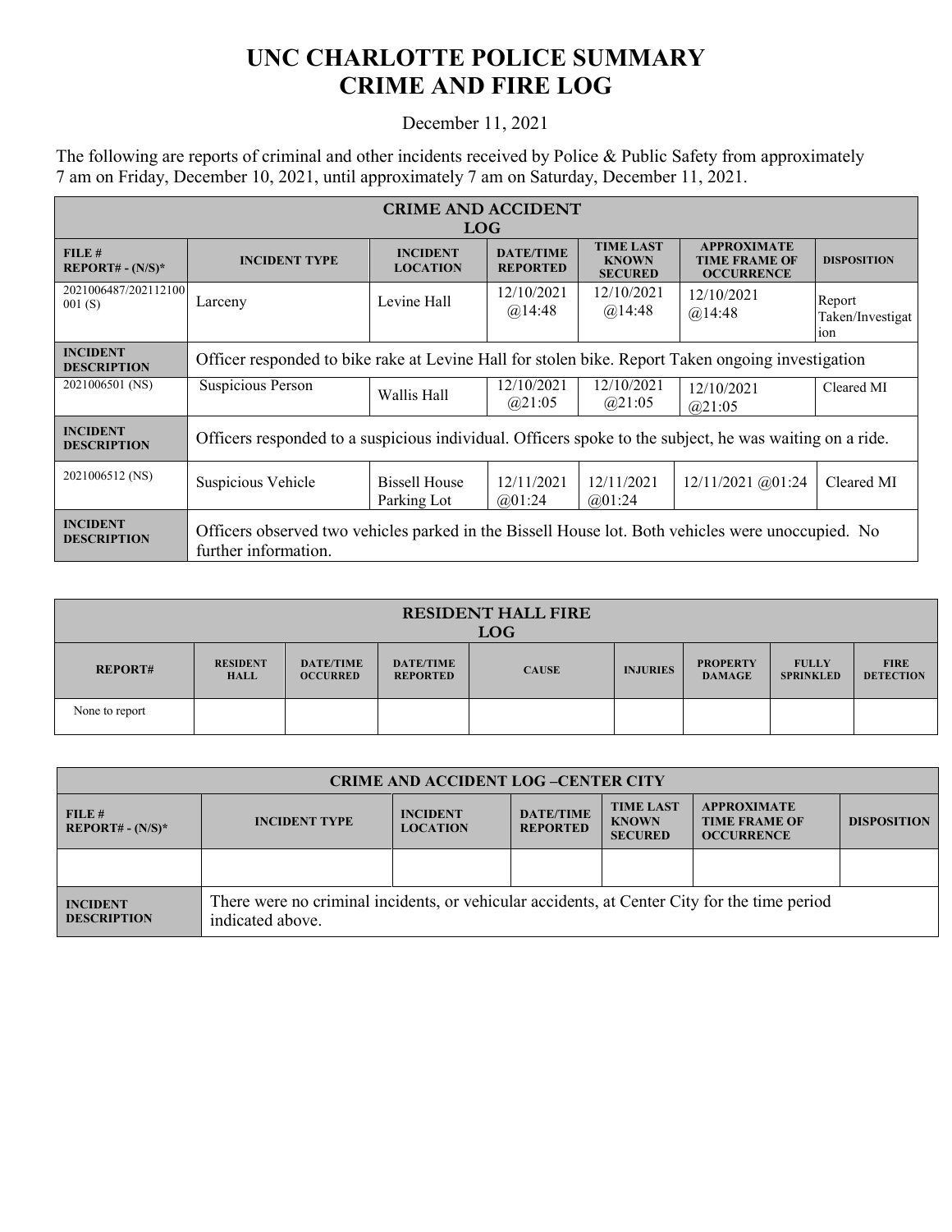# UNC CHARLOTTE POLICE SUMMARY
# CRIME AND FIRE LOG

December 11, 2021

The following are reports of criminal and other incidents received by Police & Public Safety from approximately 7 am on Friday, December 10, 2021, until approximately 7 am on Saturday, December 11, 2021.

| CRIME AND ACCIDENT LOG | | | | | | |
|---|---|---|---|---|---|---|
| **FILE # REPORT# - (N/S)*** | **INCIDENT TYPE** | **INCIDENT LOCATION** | **DATE/TIME REPORTED** | **TIME LAST KNOWN SECURED** | **APPROXIMATE TIME FRAME OF OCCURRENCE** | **DISPOSITION** |
| 2021006487/202112100001 (S) | Larceny | Levine Hall | 12/10/2021 @14:48 | 12/10/2021 @14:48 | 12/10/2021 @14:48 | Report Taken/Investigation |
| **INCIDENT DESCRIPTION** | Officer responded to bike rake at Levine Hall for stolen bike. Report Taken ongoing investigation | | | | | |
| 2021006501 (NS) | Suspicious Person | Wallis Hall | 12/10/2021 @21:05 | 12/10/2021 @21:05 | 12/10/2021 @21:05 | Cleared MI |
| **INCIDENT DESCRIPTION** | Officers responded to a suspicious individual. Officers spoke to the subject, he was waiting on a ride. | | | | | |
| 2021006512 (NS) | Suspicious Vehicle | Bissell House Parking Lot | 12/11/2021 @01:24 | 12/11/2021 @01:24 | 12/11/2021 @01:24 | Cleared MI |
| **INCIDENT DESCRIPTION** | Officers observed two vehicles parked in the Bissell House lot. Both vehicles were unoccupied. No further information. | | | | | |

| RESIDENT HALL FIRE LOG | | | | | | | | |
|---|---|---|---|---|---|---|---|---|
| **REPORT#** | **RESIDENT HALL** | **DATE/TIME OCCURRED** | **DATE/TIME REPORTED** | **CAUSE** | **INJURIES** | **PROPERTY DAMAGE** | **FULLY SPRINKLED** | **FIRE DETECTION** |
| None to report | | | | | | | | |

| CRIME AND ACCIDENT LOG –CENTER CITY | | | | | | |
|---|---|---|---|---|---|---|
| **FILE # REPORT# - (N/S)*** | **INCIDENT TYPE** | **INCIDENT LOCATION** | **DATE/TIME REPORTED** | **TIME LAST KNOWN SECURED** | **APPROXIMATE TIME FRAME OF OCCURRENCE** | **DISPOSITION** |
| | | | | | | |
| **INCIDENT DESCRIPTION** | There were no criminal incidents, or vehicular accidents, at Center City for the time period indicated above. | | | | | |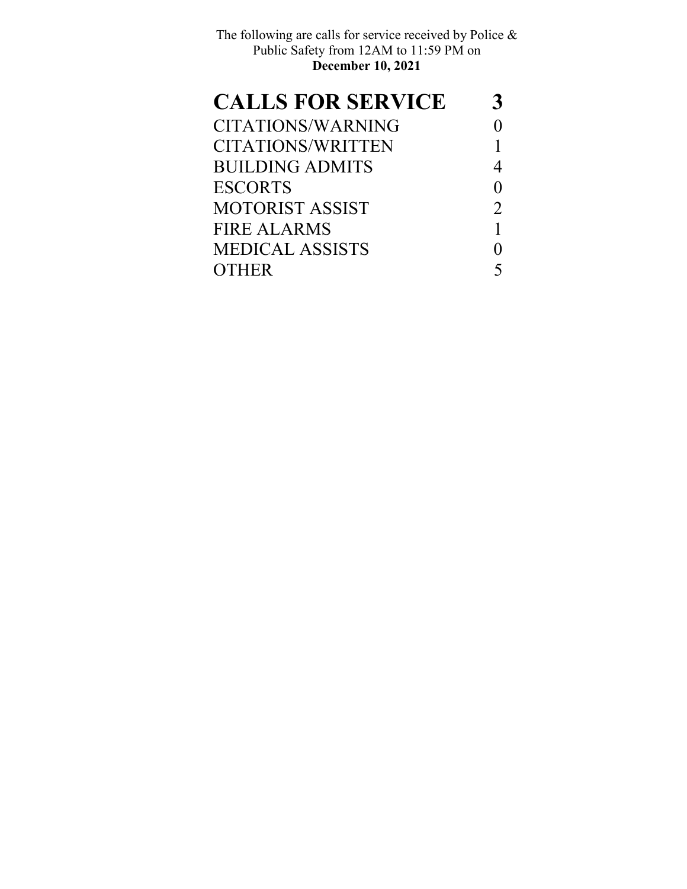The following are calls for service received by Police & Public Safety from 12AM to 11:59 PM on
**December 10, 2021**

| | |
|---|---|
| **CALLS FOR SERVICE** | **3** |
| CITATIONS/WARNING | 0 |
| CITATIONS/WRITTEN | 1 |
| BUILDING ADMITS | 4 |
| ESCORTS | 0 |
| MOTORIST ASSIST | 2 |
| FIRE ALARMS | 1 |
| MEDICAL ASSISTS | 0 |
| OTHER | 5 |